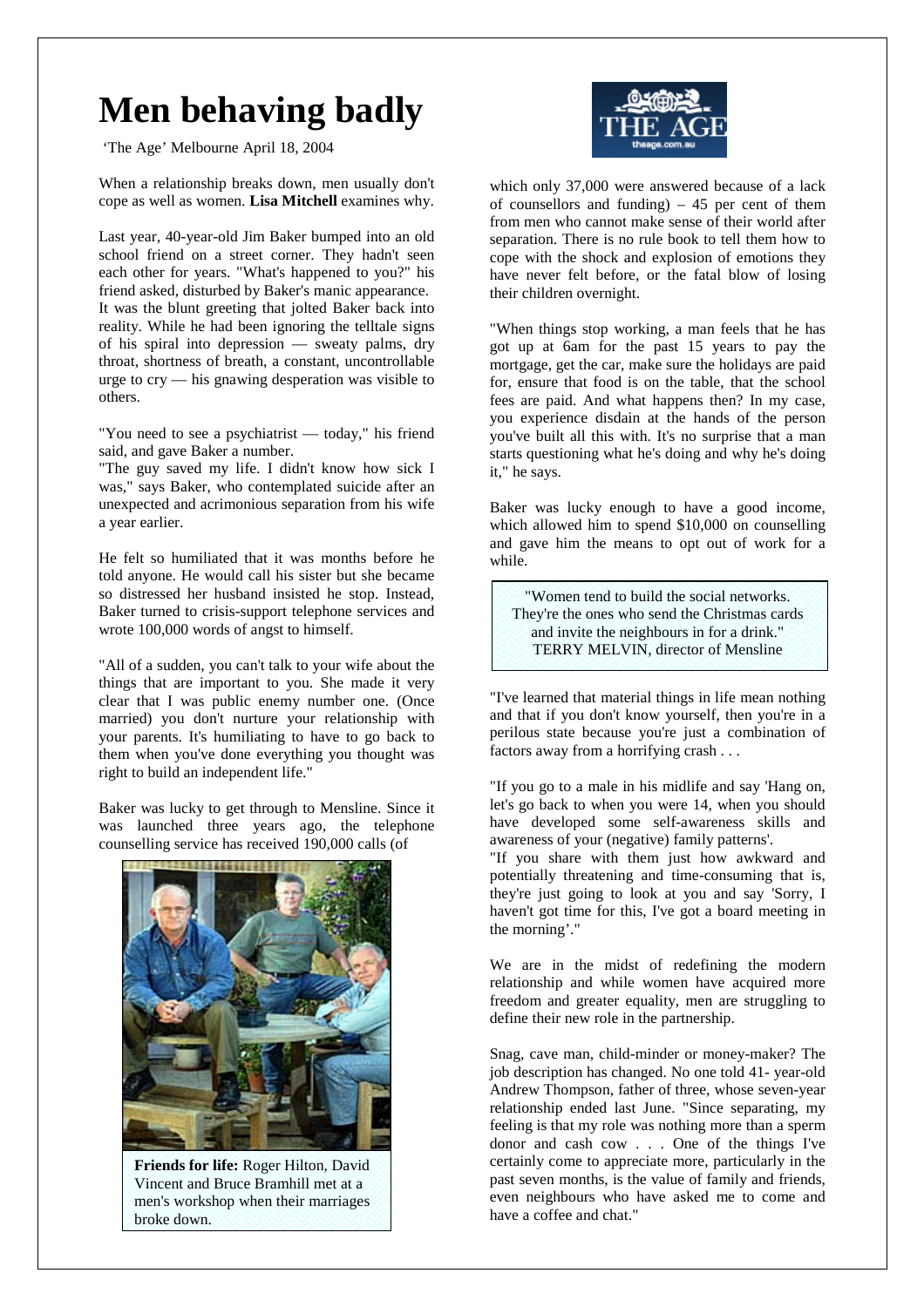# Men behaving badly

'The Age' Melbourne April 18, 2004

When a relationship breaks down, men usually don't cope as well as women. **Lisa Mitchell** examines why.

Last year, 40-year-old Jim Baker bumped into an old school friend on a street corner. They hadn't seen each other for years. "What's happened to you?" his friend asked, disturbed by Baker's manic appearance. It was the blunt greeting that jolted Baker back into reality. While he had been ignoring the telltale signs of his spiral into depression — sweaty palms, dry throat, shortness of breath, a constant, uncontrollable urge to cry — his gnawing desperation was visible to others.

"You need to see a psychiatrist — today," his friend said, and gave Baker a number.

"The guy saved my life. I didn't know how sick I was," says Baker, who contemplated suicide after an unexpected and acrimonious separation from his wife a year earlier.

He felt so humiliated that it was months before he told anyone. He would call his sister but she became so distressed her husband insisted he stop. Instead, Baker turned to crisis-support telephone services and wrote 100,000 words of angst to himself.

"All of a sudden, you can't talk to your wife about the things that are important to you. She made it very clear that I was public enemy number one. (Once married) you don't nurture your relationship with your parents. It's humiliating to have to go back to them when you've done everything you thought was right to build an independent life."

Baker was lucky to get through to Mensline. Since it was launched three years ago, the telephone counselling service has received 190,000 calls (of which only 37,000 were answered because of a lack of counsellors and funding) – 45 per cent of them from men who cannot make sense of their world after separation. There is no rule book to tell them how to cope with the shock and explosion of emotions they have never felt before, or the fatal blow of losing their children overnight.

**Friends for life:** Roger Hilton, David Vincent and Bruce Bramhill met at a men's workshop when their marriages broke down.

"When things stop working, a man feels that he has got up at 6am for the past 15 years to pay the mortgage, get the car, make sure the holidays are paid for, ensure that food is on the table, that the school fees are paid. And what happens then? In my case, you experience disdain at the hands of the person you've built all this with. It's no surprise that a man starts questioning what he's doing and why he's doing it," he says.

Baker was lucky enough to have a good income, which allowed him to spend $10,000 on counselling and gave him the means to opt out of work for a while.

> "Women tend to build the social networks. They're the ones who send the Christmas cards and invite the neighbours in for a drink."
> TERRY MELVIN, director of Mensline

"I've learned that material things in life mean nothing and that if you don't know yourself, then you're in a perilous state because you're just a combination of factors away from a horrifying crash . . .

"If you go to a male in his midlife and say 'Hang on, let's go back to when you were 14, when you should have developed some self-awareness skills and awareness of your (negative) family patterns'.

"If you share with them just how awkward and potentially threatening and time-consuming that is, they're just going to look at you and say 'Sorry, I haven't got time for this, I've got a board meeting in the morning'."

We are in the midst of redefining the modern relationship and while women have acquired more freedom and greater equality, men are struggling to define their new role in the partnership.

Snag, cave man, child-minder or money-maker? The job description has changed. No one told 41- year-old Andrew Thompson, father of three, whose seven-year relationship ended last June. "Since separating, my feeling is that my role was nothing more than a sperm donor and cash cow . . . One of the things I've certainly come to appreciate more, particularly in the past seven months, is the value of family and friends, even neighbours who have asked me to come and have a coffee and chat."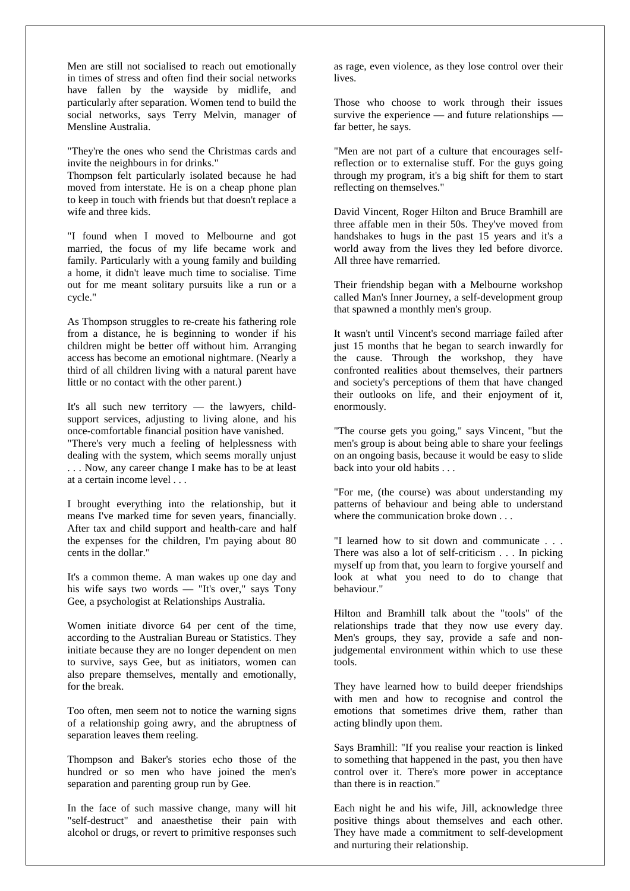Men are still not socialised to reach out emotionally in times of stress and often find their social networks have fallen by the wayside by midlife, and particularly after separation. Women tend to build the social networks, says Terry Melvin, manager of Mensline Australia.

"They're the ones who send the Christmas cards and invite the neighbours in for drinks."

Thompson felt particularly isolated because he had moved from interstate. He is on a cheap phone plan to keep in touch with friends but that doesn't replace a wife and three kids.

"I found when I moved to Melbourne and got married, the focus of my life became work and family. Particularly with a young family and building a home, it didn't leave much time to socialise. Time out for me meant solitary pursuits like a run or a cycle."

As Thompson struggles to re-create his fathering role from a distance, he is beginning to wonder if his children might be better off without him. Arranging access has become an emotional nightmare. (Nearly a third of all children living with a natural parent have little or no contact with the other parent.)

It's all such new territory — the lawyers, child-support services, adjusting to living alone, and his once-comfortable financial position have vanished.

"There's very much a feeling of helplessness with dealing with the system, which seems morally unjust . . . Now, any career change I make has to be at least at a certain income level . . .

I brought everything into the relationship, but it means I've marked time for seven years, financially. After tax and child support and health-care and half the expenses for the children, I'm paying about 80 cents in the dollar."

It's a common theme. A man wakes up one day and his wife says two words — "It's over," says Tony Gee, a psychologist at Relationships Australia.

Women initiate divorce 64 per cent of the time, according to the Australian Bureau or Statistics. They initiate because they are no longer dependent on men to survive, says Gee, but as initiators, women can also prepare themselves, mentally and emotionally, for the break.

Too often, men seem not to notice the warning signs of a relationship going awry, and the abruptness of separation leaves them reeling.

Thompson and Baker's stories echo those of the hundred or so men who have joined the men's separation and parenting group run by Gee.

In the face of such massive change, many will hit "self-destruct" and anaesthetise their pain with alcohol or drugs, or revert to primitive responses such as rage, even violence, as they lose control over their lives.

Those who choose to work through their issues survive the experience — and future relationships — far better, he says.

"Men are not part of a culture that encourages self-reflection or to externalise stuff. For the guys going through my program, it's a big shift for them to start reflecting on themselves."

David Vincent, Roger Hilton and Bruce Bramhill are three affable men in their 50s. They've moved from handshakes to hugs in the past 15 years and it's a world away from the lives they led before divorce. All three have remarried.

Their friendship began with a Melbourne workshop called Man's Inner Journey, a self-development group that spawned a monthly men's group.

It wasn't until Vincent's second marriage failed after just 15 months that he began to search inwardly for the cause. Through the workshop, they have confronted realities about themselves, their partners and society's perceptions of them that have changed their outlooks on life, and their enjoyment of it, enormously.

"The course gets you going," says Vincent, "but the men's group is about being able to share your feelings on an ongoing basis, because it would be easy to slide back into your old habits . . .

"For me, (the course) was about understanding my patterns of behaviour and being able to understand where the communication broke down . . .

"I learned how to sit down and communicate . . . There was also a lot of self-criticism . . . In picking myself up from that, you learn to forgive yourself and look at what you need to do to change that behaviour."

Hilton and Bramhill talk about the "tools" of the relationships trade that they now use every day. Men's groups, they say, provide a safe and non-judgemental environment within which to use these tools.

They have learned how to build deeper friendships with men and how to recognise and control the emotions that sometimes drive them, rather than acting blindly upon them.

Says Bramhill: "If you realise your reaction is linked to something that happened in the past, you then have control over it. There's more power in acceptance than there is in reaction."

Each night he and his wife, Jill, acknowledge three positive things about themselves and each other. They have made a commitment to self-development and nurturing their relationship.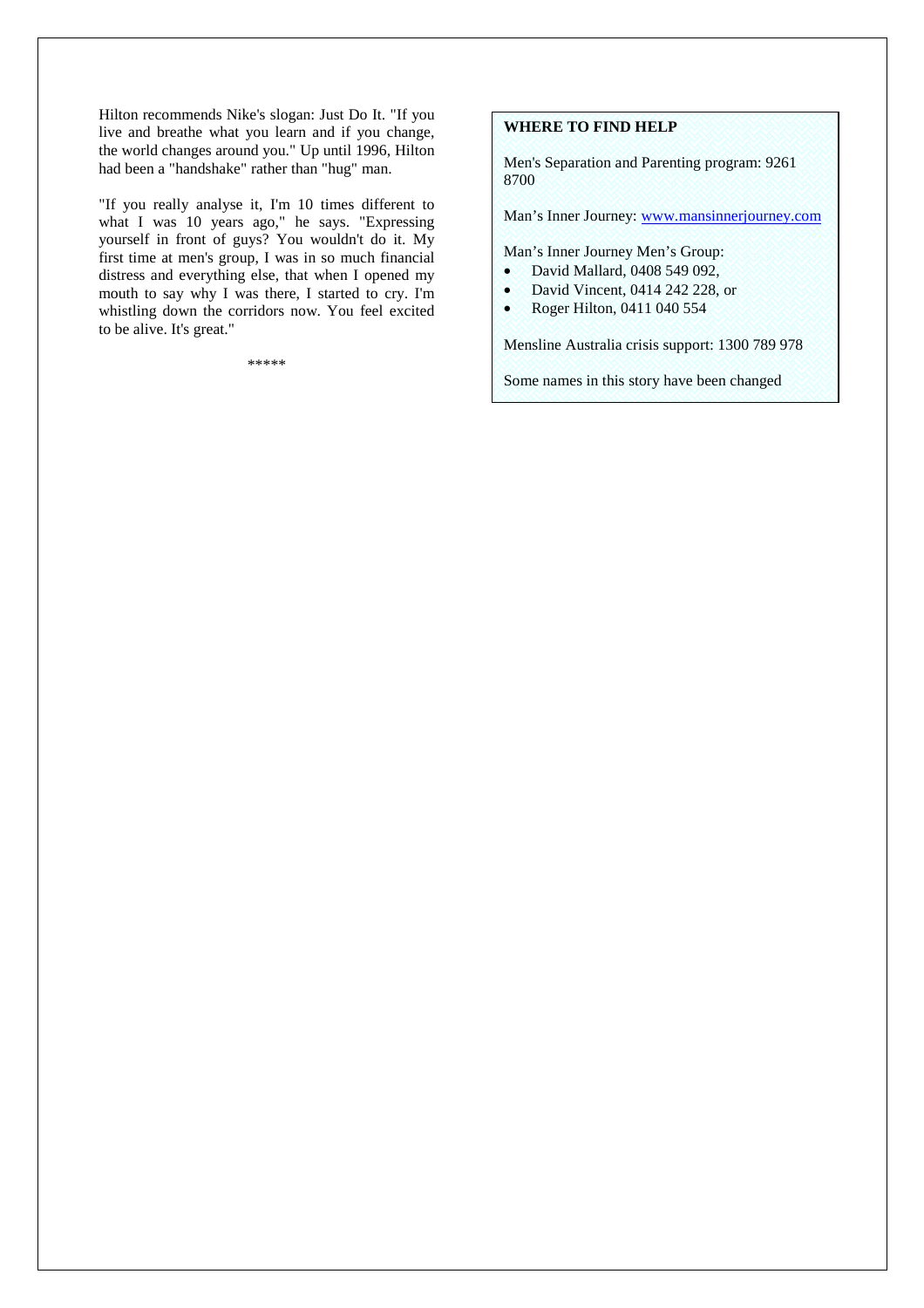Hilton recommends Nike's slogan: Just Do It. "If you live and breathe what you learn and if you change, the world changes around you." Up until 1996, Hilton had been a "handshake" rather than "hug" man.

"If you really analyse it, I'm 10 times different to what I was 10 years ago," he says. "Expressing yourself in front of guys? You wouldn't do it. My first time at men's group, I was in so much financial distress and everything else, that when I opened my mouth to say why I was there, I started to cry. I'm whistling down the corridors now. You feel excited to be alive. It's great."

*****

**WHERE TO FIND HELP**

Men's Separation and Parenting program: 9261 8700

Man's Inner Journey: [www.mansinnerjourney.com](http://www.mansinnerjourney.com)

Man's Inner Journey Men's Group:

- David Mallard, 0408 549 092,
- David Vincent, 0414 242 228, or
- Roger Hilton, 0411 040 554

Mensline Australia crisis support: 1300 789 978

Some names in this story have been changed